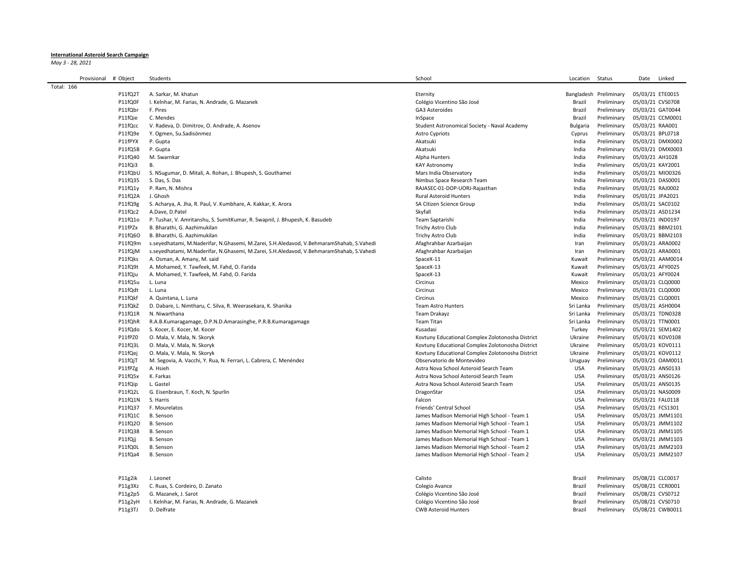**International Asteroid Search Campaign**

*May 3 - 28, 2021*

| Provisional | # Object | Students | School | Location | Status | Date | Linked |
|---|---|---|---|---|---|---|---|
| Total: 166 | | | | | | | |
| | P11fQ2T | A. Sarkar, M. khatun | Eternity | Bangladesh | Preliminary | 05/03/21 | ETE0015 |
| | P11fQ0F | I. Kelnhar, M. Farias, N. Andrade, G. Mazanek | Colégio Vicentino São José | Brazil | Preliminary | 05/03/21 | CVS0708 |
| | P11fQbr | F. Pires | GA3 Asteroides | Brazil | Preliminary | 05/03/21 | GAT0044 |
| | P11fQie | C. Mendes | InSpace | Brazil | Preliminary | 05/03/21 | CCM0001 |
| | P11fQcc | V. Radeva, D. Dimitrov, O. Andrade, A. Asenov | Student Astronomical Society - Naval Academy | Bulgaria | Preliminary | 05/03/21 | RAA001 |
| | P11fQ9e | Y. Ogmen, Su.Sadisönmez | Astro Cypriots | Cyprus | Preliminary | 05/03/21 | BPL0718 |
| | P11fPYX | P. Gupta | Akatsuki | India | Preliminary | 05/03/21 | DMX0002 |
| | P11fQ5B | P. Gupta | Akatsuki | India | Preliminary | 05/03/21 | DMX0003 |
| | P11fQ40 | M. Swarnkar | Alpha Hunters | India | Preliminary | 05/03/21 | AH1028 |
| | P11fQi3 | B. | KAY Astronomy | India | Preliminary | 05/03/21 | KAY2001 |
| | P11fQbU | S. NSugumar, D. Mitali, A. Rohan, J. Bhupesh, S. Gouthamei | Mars India Observatory | India | Preliminary | 05/03/21 | MIO0326 |
| | P11fQ35 | S. Das, S. Das | Nimbus Space Research Team | India | Preliminary | 05/03/21 | DAS0001 |
| | P11fQ1y | P. Ram, N. Mishra | RAJASEC-01-DOP-UORJ-Rajasthan | India | Preliminary | 05/03/21 | RAJ0002 |
| | P11fQ2A | J. Ghosh | Rural Asteroid Hunters | India | Preliminary | 05/03/21 | JPA2021 |
| | P11fQ9g | S. Acharya, A. Jha, R. Paul, V. Kumbhare, A. Kakkar, K. Arora | SA Citizen Science Group | India | Preliminary | 05/03/21 | SAC0102 |
| | P11fQc2 | A.Dave, D.Patel | Skyfall | India | Preliminary | 05/03/21 | ASD1234 |
| | P11fQ1o | P. Tushar, V. Amritanshu, S. SumitKumar, R. Swapnil, J. Bhupesh, K. Basudeb | Team Saptarishi | India | Preliminary | 05/03/21 | IND0197 |
| | P11fPZx | B. Bharathi, G. Aazhimukilan | Trichy Astro Club | India | Preliminary | 05/03/21 | BBM2101 |
| | P11fQ6O | B. Bharathi, G. Aazhimukilan | Trichy Astro Club | India | Preliminary | 05/03/21 | BBM2103 |
| | P11fQ9m | s.seyedhatami, M.Naderifar, N.Ghasemi, M.Zarei, S.H.Aledavod, V.BehmaramShahab, S.Vahedi | Afaghrahbar Azarbaijan | Iran | Preliminary | 05/03/21 | ARA0002 |
| | P11fQjM | s.seyedhatami, M.Naderifar, N.Ghasemi, M.Zarei, S.H.Aledavod, V.BehmaramShahab, S.Vahedi | Afaghrahbar Azarbaijan | Iran | Preliminary | 05/03/21 | ARA0001 |
| | P11fQks | A. Osman, A. Amany, M. said | SpaceX-11 | Kuwait | Preliminary | 05/03/21 | AAM0014 |
| | P11fQ9t | A. Mohamed, Y. Tawfeek, M. Fahd, O. Farida | SpaceX-13 | Kuwait | Preliminary | 05/03/21 | AFY0025 |
| | P11fQju | A. Mohamed, Y. Tawfeek, M. Fahd, O. Farida | SpaceX-13 | Kuwait | Preliminary | 05/03/21 | AFY0024 |
| | P11fQ5u | L. Luna | Circinus | Mexico | Preliminary | 05/03/21 | CLQ0000 |
| | P11fQdt | L. Luna | Circinus | Mexico | Preliminary | 05/03/21 | CLQ0000 |
| | P11fQkf | A. Quintana, L. Luna | Circinus | Mexico | Preliminary | 05/03/21 | CLQ0001 |
| | P11fQkZ | D. Dabare, L. Nimtharu, C. Silva, R. Weerasekara, K. Shanika | Team Astro Hunters | Sri Lanka | Preliminary | 05/03/21 | ASH0004 |
| | P11fQ1R | N. Niwarthana | Team Drakayz | Sri Lanka | Preliminary | 05/03/21 | TDN0328 |
| | P11fQhR | R.A.B.Kumaragamage, D.P.N.D.Amarasinghe, P.R.B.Kumaragamage | Team Titan | Sri Lanka | Preliminary | 05/03/21 | TTN0001 |
| | P11fQdo | S. Kocer, E. Kocer, M. Kocer | Kusadasi | Turkey | Preliminary | 05/03/21 | SEM1402 |
| | P11fPZ0 | O. Mala, V. Mala, N. Skoryk | Kovtuny Educational Complex Zolotonosha District | Ukraine | Preliminary | 05/03/21 | KOV0108 |
| | P11fQ3L | O. Mala, V. Mala, N. Skoryk | Kovtuny Educational Complex Zolotonosha District | Ukraine | Preliminary | 05/03/21 | KOV0111 |
| | P11fQej | O. Mala, V. Mala, N. Skoryk | Kovtuny Educational Complex Zolotonosha District | Ukraine | Preliminary | 05/03/21 | KOV0112 |
| | P11fQjT | M. Segovia, A. Vacchi, Y. Rua, N. Ferrari, L. Cabrera, C. Menéndez | Observatorio de Montevideo | Uruguay | Preliminary | 05/03/21 | OAM0011 |
| | P11fPZg | A. Hsieh | Astra Nova School Asteroid Search Team | USA | Preliminary | 05/03/21 | ANS0133 |
| | P11fQ5x | K. Farkas | Astra Nova School Asteroid Search Team | USA | Preliminary | 05/03/21 | ANS0126 |
| | P11fQip | L. Gastel | Astra Nova School Asteroid Search Team | USA | Preliminary | 05/03/21 | ANS0135 |
| | P11fQ2L | G. Eisenbraun, T. Koch, N. Spurlin | DragonStar | USA | Preliminary | 05/03/21 | NAS0009 |
| | P11fQ1N | S. Harris | Falcon | USA | Preliminary | 05/03/21 | FAL0118 |
| | P11fQ37 | F. Mourelatos | Friends' Central School | USA | Preliminary | 05/03/21 | FCS1301 |
| | P11fQ1C | B. Senson | James Madison Memorial High School - Team 1 | USA | Preliminary | 05/03/21 | JMM1101 |
| | P11fQ2O | B. Senson | James Madison Memorial High School - Team 1 | USA | Preliminary | 05/03/21 | JMM1102 |
| | P11fQ38 | B. Senson | James Madison Memorial High School - Team 1 | USA | Preliminary | 05/03/21 | JMM1105 |
| | P11fQjj | B. Senson | James Madison Memorial High School - Team 1 | USA | Preliminary | 05/03/21 | JMM1103 |
| | P11fQ0L | B. Senson | James Madison Memorial High School - Team 2 | USA | Preliminary | 05/03/21 | JMM2103 |
| | P11fQa4 | B. Senson | James Madison Memorial High School - Team 2 | USA | Preliminary | 05/03/21 | JMM2107 |
| | | | | | | | |
| | P11g2ik | J. Leonet | Calisto | Brazil | Preliminary | 05/08/21 | CLC0017 |
| | P11g3Xz | C. Ruas, S. Cordeiro, D. Zanato | Colegio Avance | Brazil | Preliminary | 05/08/21 | CCR0001 |
| | P11g2p5 | G. Mazanek, J. Sarot | Colégio Vicentino São José | Brazil | Preliminary | 05/08/21 | CVS0712 |
| | P11g2yH | I. Kelnhar, M. Farias, N. Andrade, G. Mazanek | Colégio Vicentino São José | Brazil | Preliminary | 05/08/21 | CVS0710 |
| | P11g3TJ | D. Delfrate | CWB Asteroid Hunters | Brazil | Preliminary | 05/08/21 | CWB0011 |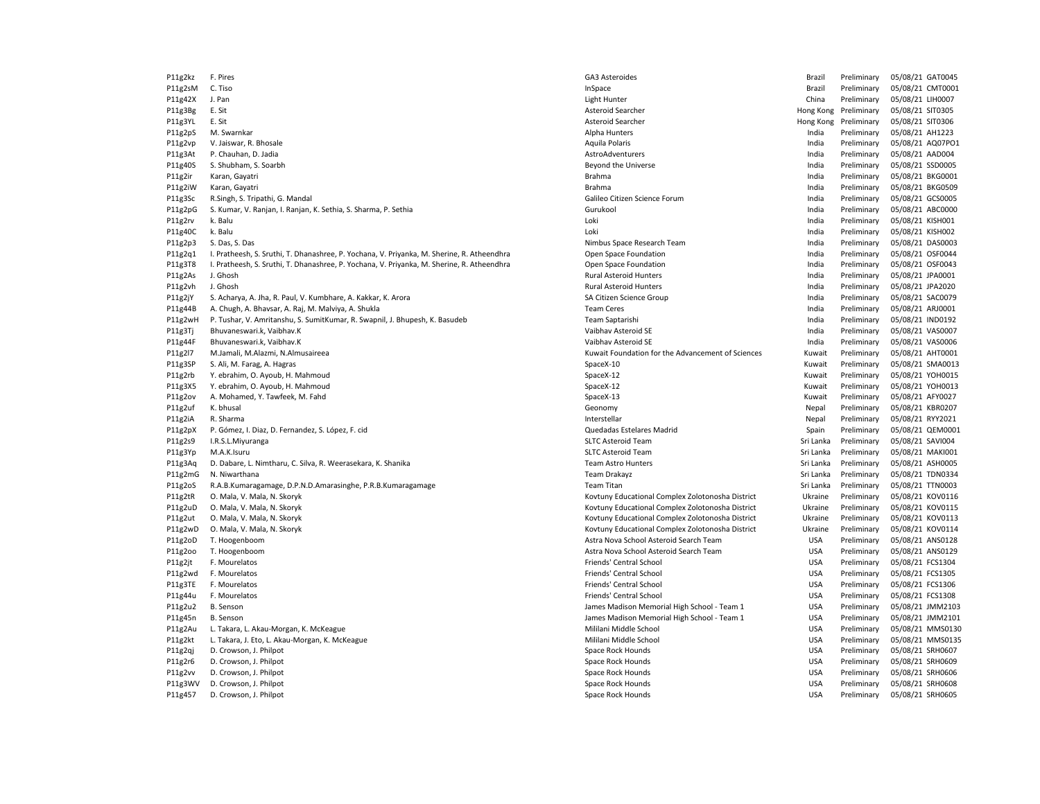| | | | | | | |
|---|---|---|---|---|---|---|
| P11g2kz | F. Pires | GA3 Asteroides | Brazil | Preliminary | 05/08/21 | GAT0045 |
| P11g2sM | C. Tiso | InSpace | Brazil | Preliminary | 05/08/21 | CMT0001 |
| P11g42X | J. Pan | Light Hunter | China | Preliminary | 05/08/21 | LIH0007 |
| P11g3Bg | E. Sit | Asteroid Searcher | Hong Kong | Preliminary | 05/08/21 | SIT0305 |
| P11g3YL | E. Sit | Asteroid Searcher | Hong Kong | Preliminary | 05/08/21 | SIT0306 |
| P11g2pS | M. Swarnkar | Alpha Hunters | India | Preliminary | 05/08/21 | AH1223 |
| P11g2vp | V. Jaiswar, R. Bhosale | Aquila Polaris | India | Preliminary | 05/08/21 | AQ07PO1 |
| P11g3At | P. Chauhan, D. Jadia | AstroAdventurers | India | Preliminary | 05/08/21 | AAD004 |
| P11g40S | S. Shubham, S. Soarbh | Beyond the Universe | India | Preliminary | 05/08/21 | SSD0005 |
| P11g2ir | Karan, Gayatri | Brahma | India | Preliminary | 05/08/21 | BKG0001 |
| P11g2iW | Karan, Gayatri | Brahma | India | Preliminary | 05/08/21 | BKG0509 |
| P11g3Sc | R.Singh, S. Tripathi, G. Mandal | Galileo Citizen Science Forum | India | Preliminary | 05/08/21 | GCS0005 |
| P11g2pG | S. Kumar, V. Ranjan, I. Ranjan, K. Sethia, S. Sharma, P. Sethia | Gurukool | India | Preliminary | 05/08/21 | ABC0000 |
| P11g2rv | k. Balu | Loki | India | Preliminary | 05/08/21 | KISH001 |
| P11g40C | k. Balu | Loki | India | Preliminary | 05/08/21 | KISH002 |
| P11g2p3 | S. Das, S. Das | Nimbus Space Research Team | India | Preliminary | 05/08/21 | DAS0003 |
| P11g2q1 | I. Pratheesh, S. Sruthi, T. Dhanashree, P. Yochana, V. Priyanka, M. Sherine, R. Atheendhra | Open Space Foundation | India | Preliminary | 05/08/21 | OSF0044 |
| P11g3T8 | I. Pratheesh, S. Sruthi, T. Dhanashree, P. Yochana, V. Priyanka, M. Sherine, R. Atheendhra | Open Space Foundation | India | Preliminary | 05/08/21 | OSF0043 |
| P11g2As | J. Ghosh | Rural Asteroid Hunters | India | Preliminary | 05/08/21 | JPA0001 |
| P11g2vh | J. Ghosh | Rural Asteroid Hunters | India | Preliminary | 05/08/21 | JPA2020 |
| P11g2jY | S. Acharya, A. Jha, R. Paul, V. Kumbhare, A. Kakkar, K. Arora | SA Citizen Science Group | India | Preliminary | 05/08/21 | SAC0079 |
| P11g44B | A. Chugh, A. Bhavsar, A. Raj, M. Malviya, A. Shukla | Team Ceres | India | Preliminary | 05/08/21 | ARJ0001 |
| P11g2wH | P. Tushar, V. Amritanshu, S. SumitKumar, R. Swapnil, J. Bhupesh, K. Basudeb | Team Saptarishi | India | Preliminary | 05/08/21 | IND0192 |
| P11g3Tj | Bhuvaneswari.k, Vaibhav.K | Vaibhav Asteroid SE | India | Preliminary | 05/08/21 | VAS0007 |
| P11g44F | Bhuvaneswari.k, Vaibhav.K | Vaibhav Asteroid SE | India | Preliminary | 05/08/21 | VAS0006 |
| P11g2l7 | M.Jamali, M.Alazmi, N.Almusaireea | Kuwait Foundation for the Advancement of Sciences | Kuwait | Preliminary | 05/08/21 | AHT0001 |
| P11g3SP | S. Ali, M. Farag, A. Hagras | SpaceX-10 | Kuwait | Preliminary | 05/08/21 | SMA0013 |
| P11g2rb | Y. ebrahim, O. Ayoub, H. Mahmoud | SpaceX-12 | Kuwait | Preliminary | 05/08/21 | YOH0015 |
| P11g3X5 | Y. ebrahim, O. Ayoub, H. Mahmoud | SpaceX-12 | Kuwait | Preliminary | 05/08/21 | YOH0013 |
| P11g2ov | A. Mohamed, Y. Tawfeek, M. Fahd | SpaceX-13 | Kuwait | Preliminary | 05/08/21 | AFY0027 |
| P11g2uf | K. bhusal | Geonomy | Nepal | Preliminary | 05/08/21 | KBR0207 |
| P11g2iA | R. Sharma | Interstellar | Nepal | Preliminary | 05/08/21 | RYY2021 |
| P11g2pX | P. Gómez, I. Diaz, D. Fernandez, S. López, F. cid | Quedadas Estelares Madrid | Spain | Preliminary | 05/08/21 | QEM0001 |
| P11g2s9 | I.R.S.L.Miyuranga | SLTC Asteroid Team | Sri Lanka | Preliminary | 05/08/21 | SAVI004 |
| P11g3Yp | M.A.K.Isuru | SLTC Asteroid Team | Sri Lanka | Preliminary | 05/08/21 | MAKI001 |
| P11g3Aq | D. Dabare, L. Nimtharu, C. Silva, R. Weerasekara, K. Shanika | Team Astro Hunters | Sri Lanka | Preliminary | 05/08/21 | ASH0005 |
| P11g2mG | N. Niwarthana | Team Drakayz | Sri Lanka | Preliminary | 05/08/21 | TDN0334 |
| P11g2oS | R.A.B.Kumaragamage, D.P.N.D.Amarasinghe, P.R.B.Kumaragamage | Team Titan | Sri Lanka | Preliminary | 05/08/21 | TTN0003 |
| P11g2tR | O. Mala, V. Mala, N. Skoryk | Kovtuny Educational Complex Zolotonosha District | Ukraine | Preliminary | 05/08/21 | KOV0116 |
| P11g2uD | O. Mala, V. Mala, N. Skoryk | Kovtuny Educational Complex Zolotonosha District | Ukraine | Preliminary | 05/08/21 | KOV0115 |
| P11g2ut | O. Mala, V. Mala, N. Skoryk | Kovtuny Educational Complex Zolotonosha District | Ukraine | Preliminary | 05/08/21 | KOV0113 |
| P11g2wD | O. Mala, V. Mala, N. Skoryk | Kovtuny Educational Complex Zolotonosha District | Ukraine | Preliminary | 05/08/21 | KOV0114 |
| P11g2oD | T. Hoogenboom | Astra Nova School Asteroid Search Team | USA | Preliminary | 05/08/21 | ANS0128 |
| P11g2oo | T. Hoogenboom | Astra Nova School Asteroid Search Team | USA | Preliminary | 05/08/21 | ANS0129 |
| P11g2jt | F. Mourelatos | Friends' Central School | USA | Preliminary | 05/08/21 | FCS1304 |
| P11g2wd | F. Mourelatos | Friends' Central School | USA | Preliminary | 05/08/21 | FCS1305 |
| P11g3TE | F. Mourelatos | Friends' Central School | USA | Preliminary | 05/08/21 | FCS1306 |
| P11g44u | F. Mourelatos | Friends' Central School | USA | Preliminary | 05/08/21 | FCS1308 |
| P11g2u2 | B. Senson | James Madison Memorial High School - Team 1 | USA | Preliminary | 05/08/21 | JMM2103 |
| P11g45n | B. Senson | James Madison Memorial High School - Team 1 | USA | Preliminary | 05/08/21 | JMM2101 |
| P11g2Au | L. Takara, L. Akau-Morgan, K. McKeague | Mililani Middle School | USA | Preliminary | 05/08/21 | MMS0130 |
| P11g2kt | L. Takara, J. Eto, L. Akau-Morgan, K. McKeague | Mililani Middle School | USA | Preliminary | 05/08/21 | MMS0135 |
| P11g2qj | D. Crowson, J. Philpot | Space Rock Hounds | USA | Preliminary | 05/08/21 | SRH0607 |
| P11g2r6 | D. Crowson, J. Philpot | Space Rock Hounds | USA | Preliminary | 05/08/21 | SRH0609 |
| P11g2vv | D. Crowson, J. Philpot | Space Rock Hounds | USA | Preliminary | 05/08/21 | SRH0606 |
| P11g3WV | D. Crowson, J. Philpot | Space Rock Hounds | USA | Preliminary | 05/08/21 | SRH0608 |
| P11g457 | D. Crowson, J. Philpot | Space Rock Hounds | USA | Preliminary | 05/08/21 | SRH0605 |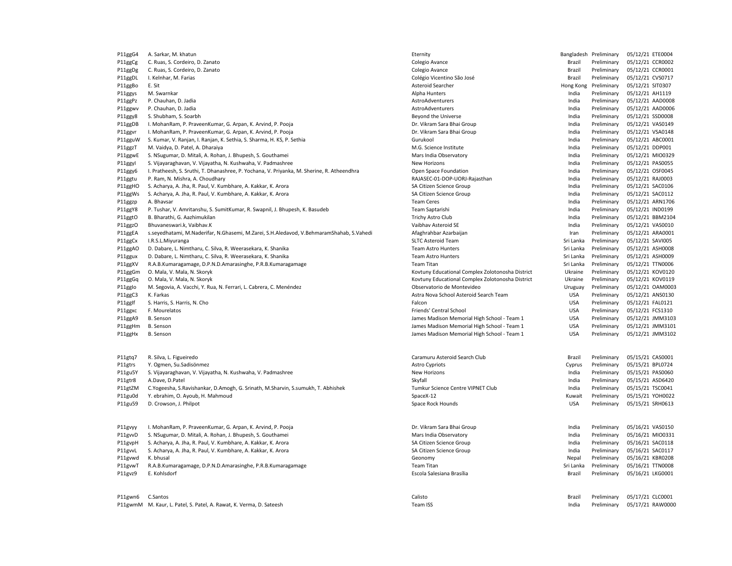| | | | | | | |
|---|---|---|---|---|---|---|
| P11ggG4 | A. Sarkar, M. khatun | Eternity | Bangladesh | Preliminary | 05/12/21 | ETE0004 |
| P11ggCg | C. Ruas, S. Cordeiro, D. Zanato | Colegio Avance | Brazil | Preliminary | 05/12/21 | CCR0002 |
| P11ggDg | C. Ruas, S. Cordeiro, D. Zanato | Colegio Avance | Brazil | Preliminary | 05/12/21 | CCR0001 |
| P11ggDL | I. Kelnhar, M. Farias | Colégio Vicentino São José | Brazil | Preliminary | 05/12/21 | CVS0717 |
| P11ggBo | E. Sit | Asteroid Searcher | Hong Kong | Preliminary | 05/12/21 | SIT0307 |
| P11ggys | M. Swarnkar | Alpha Hunters | India | Preliminary | 05/12/21 | AH1119 |
| P11ggPz | P. Chauhan, D. Jadia | AstroAdventurers | India | Preliminary | 05/12/21 | AAD0008 |
| P11ggwv | P. Chauhan, D. Jadia | AstroAdventurers | India | Preliminary | 05/12/21 | AAD0006 |
| P11ggy8 | S. Shubham, S. Soarbh | Beyond the Universe | India | Preliminary | 05/12/21 | SSD0008 |
| P11ggDB | I. MohanRam, P. PraveenKumar, G. Arpan, K. Arvind, P. Pooja | Dr. Vikram Sara Bhai Group | India | Preliminary | 05/12/21 | VAS0149 |
| P11ggvr | I. MohanRam, P. PraveenKumar, G. Arpan, K. Arvind, P. Pooja | Dr. Vikram Sara Bhai Group | India | Preliminary | 05/12/21 | VSA0148 |
| P11gguW | S. Kumar, V. Ranjan, I. Ranjan, K. Sethia, S. Sharma, H. KS, P. Sethia | Gurukool | India | Preliminary | 05/12/21 | ABC0001 |
| P11ggzT | M. Vaidya, D. Patel, A. Dharaiya | M.G. Science Institute | India | Preliminary | 05/12/21 | DDP001 |
| P11ggwE | S. NSugumar, D. Mitali, A. Rohan, J. Bhupesh, S. Gouthamei | Mars India Observatory | India | Preliminary | 05/12/21 | MIO0329 |
| P11ggyI | S. Vijayaraghavan, V. Vijayatha, N. Kushwaha, V. Padmashree | New Horizons | India | Preliminary | 05/12/21 | PAS0055 |
| P11ggy6 | I. Pratheesh, S. Sruthi, T. Dhanashree, P. Yochana, V. Priyanka, M. Sherine, R. Atheendhra | Open Space Foundation | India | Preliminary | 05/12/21 | OSF0045 |
| P11ggtu | P. Ram, N. Mishra, A. Choudhary | RAJASEC-01-DOP-UORJ-Rajasthan | India | Preliminary | 05/12/21 | RAJ0003 |
| P11ggHO | S. Acharya, A. Jha, R. Paul, V. Kumbhare, A. Kakkar, K. Arora | SA Citizen Science Group | India | Preliminary | 05/12/21 | SAC0106 |
| P11ggWs | S. Acharya, A. Jha, R. Paul, V. Kumbhare, A. Kakkar, K. Arora | SA Citizen Science Group | India | Preliminary | 05/12/21 | SAC0112 |
| P11ggzp | A. Bhavsar | Team Ceres | India | Preliminary | 05/12/21 | ARN1706 |
| P11ggY8 | P. Tushar, V. Amritanshu, S. SumitKumar, R. Swapnil, J. Bhupesh, K. Basudeb | Team Saptarishi | India | Preliminary | 05/12/21 | IND0199 |
| P11ggtO | B. Bharathi, G. Aazhimukilan | Trichy Astro Club | India | Preliminary | 05/12/21 | BBM2104 |
| P11ggzO | Bhuvaneswari.k, Vaibhav.K | Vaibhav Asteroid SE | India | Preliminary | 05/12/21 | VAS0010 |
| P11ggEA | s.seyedhatami, M.Naderifar, N.Ghasemi, M.Zarei, S.H.Aledavod, V.BehmaramShahab, S.Vahedi | Afaghrahbar Azarbaijan | Iran | Preliminary | 05/12/21 | ARA0001 |
| P11ggCx | I.R.S.L.Miyuranga | SLTC Asteroid Team | Sri Lanka | Preliminary | 05/12/21 | SAVI005 |
| P11ggAO | D. Dabare, L. Nimtharu, C. Silva, R. Weerasekara, K. Shanika | Team Astro Hunters | Sri Lanka | Preliminary | 05/12/21 | ASH0008 |
| P11ggux | D. Dabare, L. Nimtharu, C. Silva, R. Weerasekara, K. Shanika | Team Astro Hunters | Sri Lanka | Preliminary | 05/12/21 | ASH0009 |
| P11ggXV | R.A.B.Kumaragamage, D.P.N.D.Amarasinghe, P.R.B.Kumaragamage | Team Titan | Sri Lanka | Preliminary | 05/12/21 | TTN0006 |
| P11ggGm | O. Mala, V. Mala, N. Skoryk | Kovtuny Educational Complex Zolotonosha District | Ukraine | Preliminary | 05/12/21 | KOV0120 |
| P11ggGq | O. Mala, V. Mala, N. Skoryk | Kovtuny Educational Complex Zolotonosha District | Ukraine | Preliminary | 05/12/21 | KOV0119 |
| P11ggIo | M. Segovia, A. Vacchi, Y. Rua, N. Ferrari, L. Cabrera, C. Menéndez | Observatorio de Montevideo | Uruguay | Preliminary | 05/12/21 | OAM0003 |
| P11ggC3 | K. Farkas | Astra Nova School Asteroid Search Team | USA | Preliminary | 05/12/21 | ANS0130 |
| P11ggIf | S. Harris, S. Harris, N. Cho | Falcon | USA | Preliminary | 05/12/21 | FAL0121 |
| P11ggxc | F. Mourelatos | Friends' Central School | USA | Preliminary | 05/12/21 | FCS1310 |
| P11ggA9 | B. Senson | James Madison Memorial High School - Team 1 | USA | Preliminary | 05/12/21 | JMM3103 |
| P11ggHm | B. Senson | James Madison Memorial High School - Team 1 | USA | Preliminary | 05/12/21 | JMM3101 |
| P11ggHx | B. Senson | James Madison Memorial High School - Team 1 | USA | Preliminary | 05/12/21 | JMM3102 |
| | | | | | | |
| P11gtq7 | R. Silva, L. Figueiredo | Caramuru Asteroid Search Club | Brazil | Preliminary | 05/15/21 | CAS0001 |
| P11gtrs | Y. Ogmen, Su.Sadisönmez | Astro Cypriots | Cyprus | Preliminary | 05/15/21 | BPL0724 |
| P11gu5Y | S. Vijayaraghavan, V. Vijayatha, N. Kushwaha, V. Padmashree | New Horizons | India | Preliminary | 05/15/21 | PAS0060 |
| P11gtr8 | A.Dave, D.Patel | Skyfall | India | Preliminary | 05/15/21 | ASD6420 |
| P11gtZM | C.Yogeesha, S.Ravishankar, D.Amogh, G. Srinath, M.Sharvin, S.sumukh, T. Abhishek | Tumkur Science Centre VIPNET Club | India | Preliminary | 05/15/21 | TSC0041 |
| P11gu0d | Y. ebrahim, O. Ayoub, H. Mahmoud | SpaceX-12 | Kuwait | Preliminary | 05/15/21 | YOH0022 |
| P11gu59 | D. Crowson, J. Philpot | Space Rock Hounds | USA | Preliminary | 05/15/21 | SRH0613 |
| | | | | | | |
| P11gvyy | I. MohanRam, P. PraveenKumar, G. Arpan, K. Arvind, P. Pooja | Dr. Vikram Sara Bhai Group | India | Preliminary | 05/16/21 | VAS0150 |
| P11gvvD | S. NSugumar, D. Mitali, A. Rohan, J. Bhupesh, S. Gouthamei | Mars India Observatory | India | Preliminary | 05/16/21 | MIO0331 |
| P11gvpH | S. Acharya, A. Jha, R. Paul, V. Kumbhare, A. Kakkar, K. Arora | SA Citizen Science Group | India | Preliminary | 05/16/21 | SAC0118 |
| P11gvvL | S. Acharya, A. Jha, R. Paul, V. Kumbhare, A. Kakkar, K. Arora | SA Citizen Science Group | India | Preliminary | 05/16/21 | SAC0117 |
| P11gvwd | K. bhusal | Geonomy | Nepal | Preliminary | 05/16/21 | KBR0208 |
| P11gvwT | R.A.B.Kumaragamage, D.P.N.D.Amarasinghe, P.R.B.Kumaragamage | Team Titan | Sri Lanka | Preliminary | 05/16/21 | TTN0008 |
| P11gvz9 | E. Kohlsdorf | Escola Salesiana Brasília | Brazil | Preliminary | 05/16/21 | LKG0001 |
| | | | | | | |
| P11gwn6 | C.Santos | Calisto | Brazil | Preliminary | 05/17/21 | CLC0001 |
| P11gwmM | M. Kaur, L. Patel, S. Patel, A. Rawat, K. Verma, D. Sateesh | Team ISS | India | Preliminary | 05/17/21 | RAW0000 |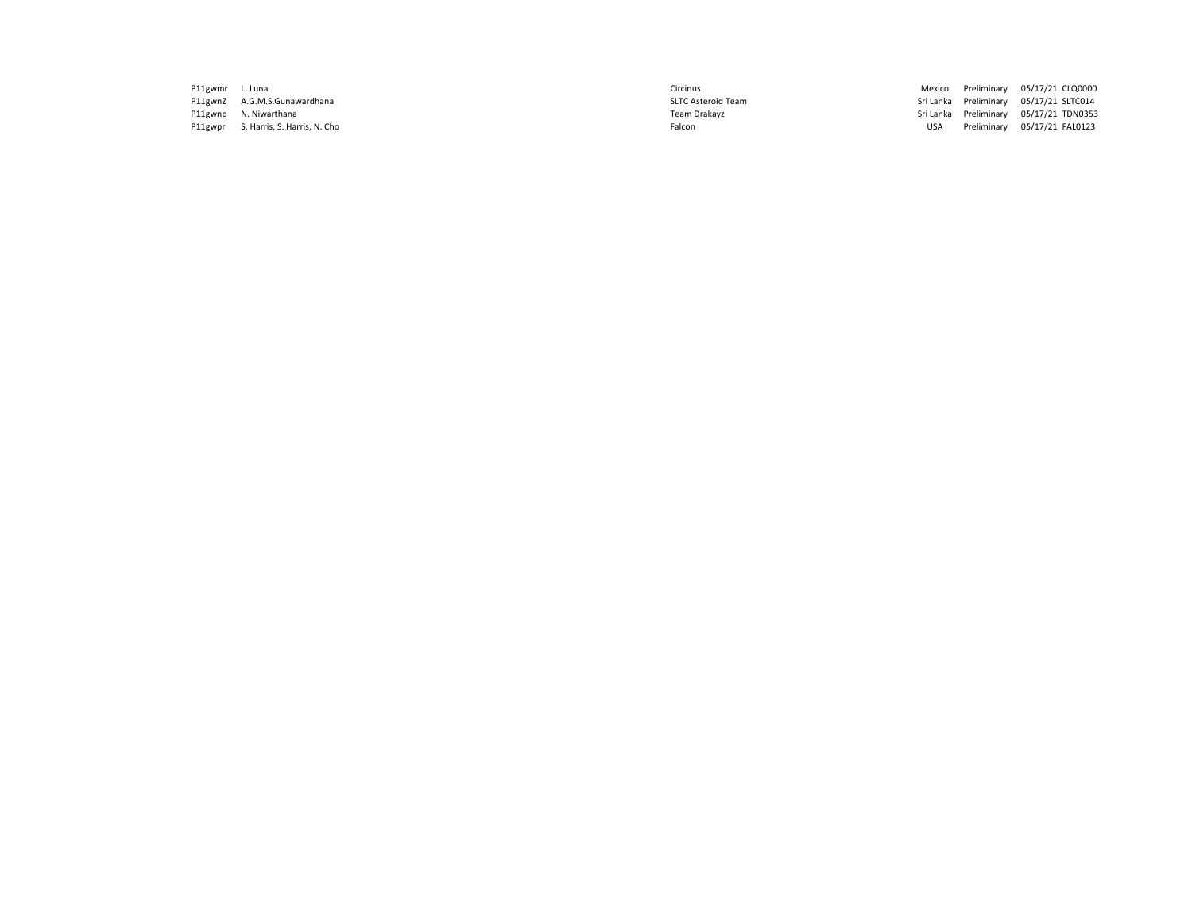| | | | | | | |
|---|---|---|---|---|---|---|
| P11gwmr | L. Luna | Circinus | Mexico | Preliminary | 05/17/21 | CLQ0000 |
| P11gwnZ | A.G.M.S.Gunawardhana | SLTC Asteroid Team | Sri Lanka | Preliminary | 05/17/21 | SLTC014 |
| P11gwnd | N. Niwarthana | Team Drakayz | Sri Lanka | Preliminary | 05/17/21 | TDN0353 |
| P11gwpr | S. Harris, S. Harris, N. Cho | Falcon | USA | Preliminary | 05/17/21 | FAL0123 |